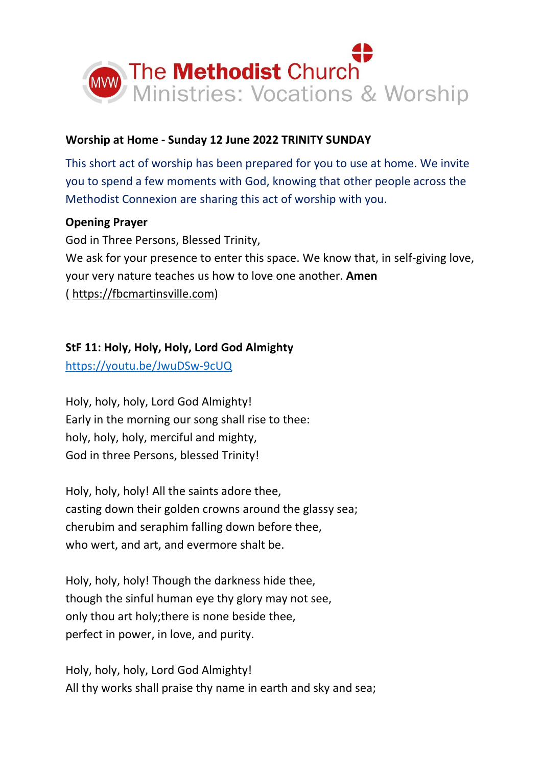The Methodist Church
Ministries: Vocations & Worship

**Worship at Home - Sunday 12 June 2022 TRINITY SUNDAY**

This short act of worship has been prepared for you to use at home. We invite you to spend a few moments with God, knowing that other people across the Methodist Connexion are sharing this act of worship with you.

**Opening Prayer**

God in Three Persons, Blessed Trinity,
We ask for your presence to enter this space. We know that, in self-giving love, your very nature teaches us how to love one another. **Amen**
( https://fbcmartinsville.com)

**StF 11: Holy, Holy, Holy, Lord God Almighty**

https://youtu.be/JwuDSw-9cUQ

Holy, holy, holy, Lord God Almighty!
Early in the morning our song shall rise to thee:
holy, holy, holy, merciful and mighty,
God in three Persons, blessed Trinity!

Holy, holy, holy! All the saints adore thee,
casting down their golden crowns around the glassy sea;
cherubim and seraphim falling down before thee,
who wert, and art, and evermore shalt be.

Holy, holy, holy! Though the darkness hide thee,
though the sinful human eye thy glory may not see,
only thou art holy;there is none beside thee,
perfect in power, in love, and purity.

Holy, holy, holy, Lord God Almighty!
All thy works shall praise thy name in earth and sky and sea;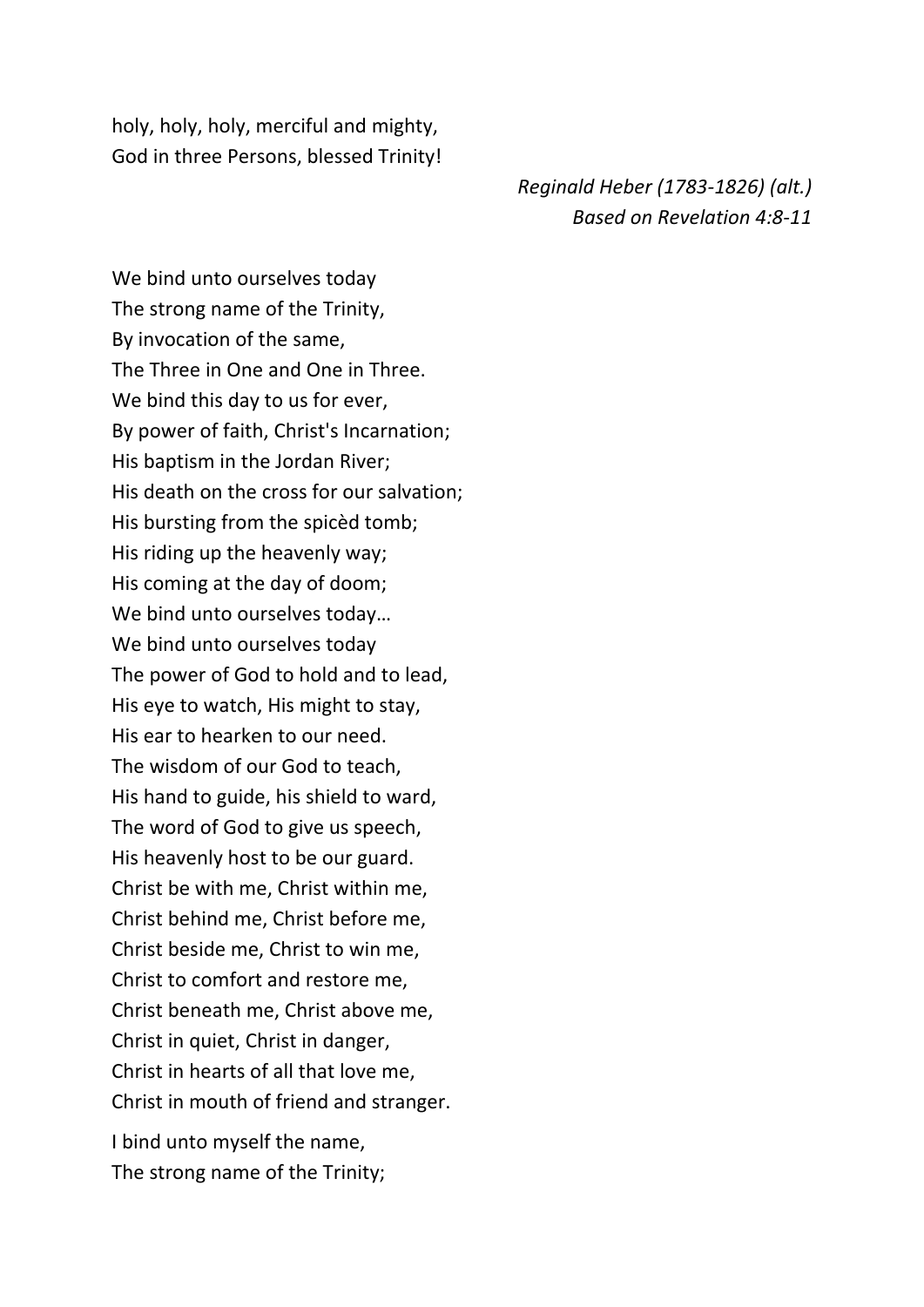holy, holy, holy, merciful and mighty,
God in three Persons, blessed Trinity!

*Reginald Heber (1783-1826) (alt.)*
*Based on Revelation 4:8-11*

We bind unto ourselves today
The strong name of the Trinity,
By invocation of the same,
The Three in One and One in Three.
We bind this day to us for ever,
By power of faith, Christ's Incarnation;
His baptism in the Jordan River;
His death on the cross for our salvation;
His bursting from the spicèd tomb;
His riding up the heavenly way;
His coming at the day of doom;
We bind unto ourselves today…
We bind unto ourselves today
The power of God to hold and to lead,
His eye to watch, His might to stay,
His ear to hearken to our need.
The wisdom of our God to teach,
His hand to guide, his shield to ward,
The word of God to give us speech,
His heavenly host to be our guard.
Christ be with me, Christ within me,
Christ behind me, Christ before me,
Christ beside me, Christ to win me,
Christ to comfort and restore me,
Christ beneath me, Christ above me,
Christ in quiet, Christ in danger,
Christ in hearts of all that love me,
Christ in mouth of friend and stranger.

I bind unto myself the name,
The strong name of the Trinity;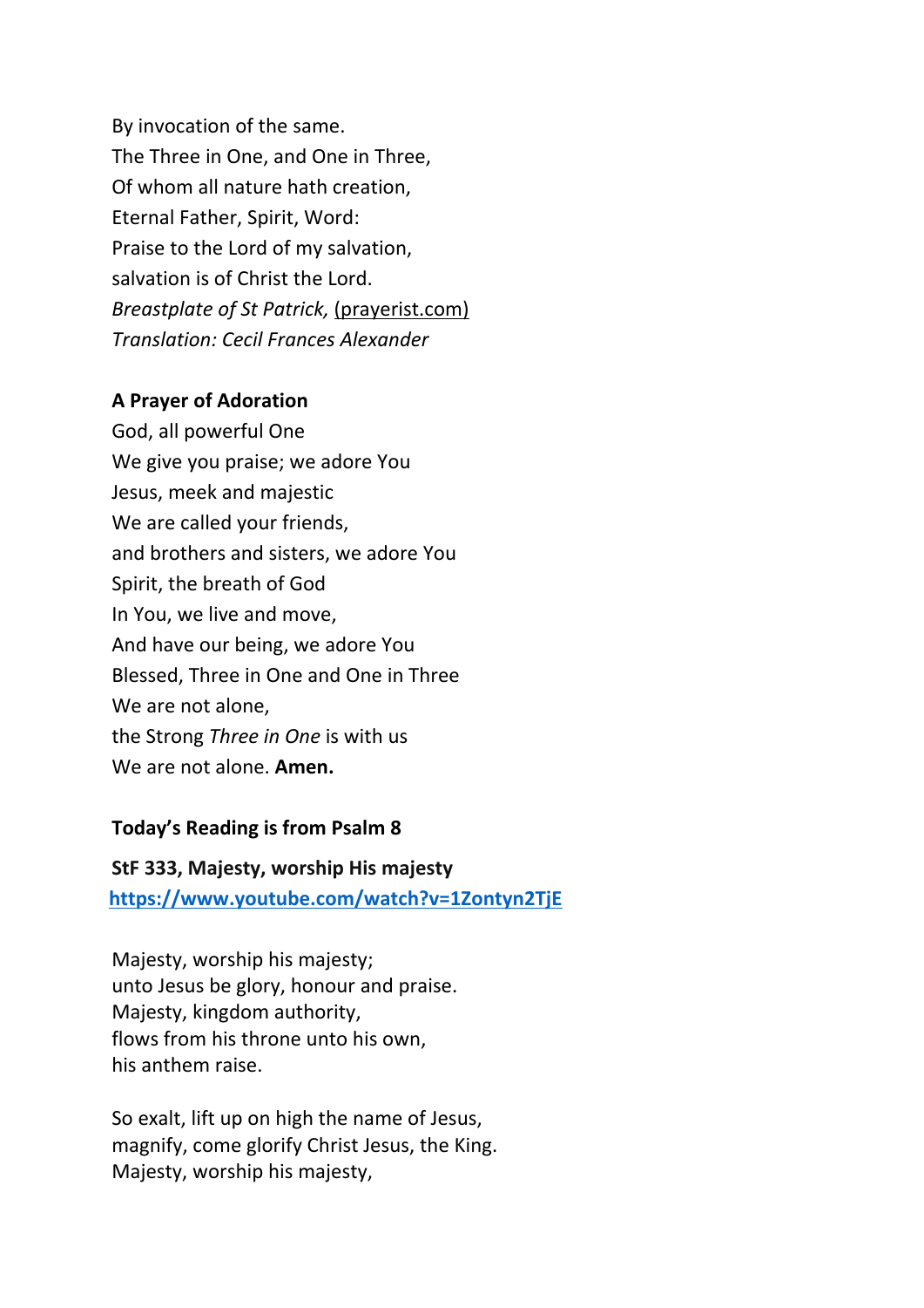By invocation of the same.  
The Three in One, and One in Three,  
Of whom all nature hath creation,  
Eternal Father, Spirit, Word:  
Praise to the Lord of my salvation,  
salvation is of Christ the Lord.  
*Breastplate of St Patrick,* (prayerist.com)  
*Translation: Cecil Frances Alexander*

**A Prayer of Adoration**

God, all powerful One  
We give you praise; we adore You  
Jesus, meek and majestic  
We are called your friends,  
and brothers and sisters, we adore You  
Spirit, the breath of God  
In You, we live and move,  
And have our being, we adore You  
Blessed, Three in One and One in Three  
We are not alone,  
the Strong *Three in One* is with us  
We are not alone. **Amen.**

**Today's Reading is from Psalm 8**

**StF 333, Majesty, worship His majesty**  
**https://www.youtube.com/watch?v=1Zontyn2TjE**

Majesty, worship his majesty;  
unto Jesus be glory, honour and praise.  
Majesty, kingdom authority,  
flows from his throne unto his own,  
his anthem raise.

So exalt, lift up on high the name of Jesus,  
magnify, come glorify Christ Jesus, the King.  
Majesty, worship his majesty,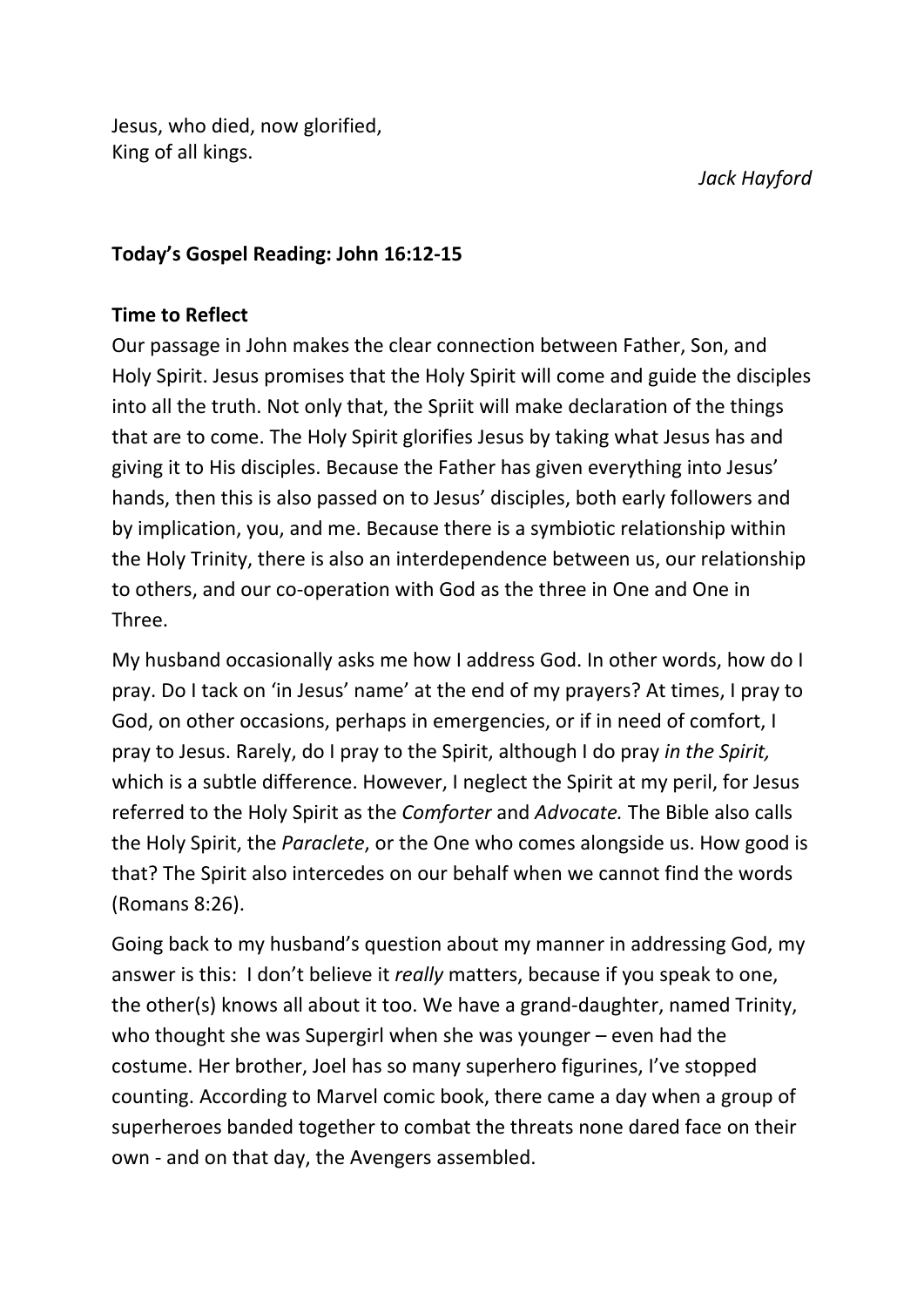Jesus, who died, now glorified,
King of all kings.

*Jack Hayford*

**Today's Gospel Reading: John 16:12-15**

**Time to Reflect**

Our passage in John makes the clear connection between Father, Son, and Holy Spirit. Jesus promises that the Holy Spirit will come and guide the disciples into all the truth. Not only that, the Spriit will make declaration of the things that are to come. The Holy Spirit glorifies Jesus by taking what Jesus has and giving it to His disciples. Because the Father has given everything into Jesus' hands, then this is also passed on to Jesus' disciples, both early followers and by implication, you, and me. Because there is a symbiotic relationship within the Holy Trinity, there is also an interdependence between us, our relationship to others, and our co-operation with God as the three in One and One in Three.

My husband occasionally asks me how I address God. In other words, how do I pray. Do I tack on 'in Jesus' name' at the end of my prayers? At times, I pray to God, on other occasions, perhaps in emergencies, or if in need of comfort, I pray to Jesus. Rarely, do I pray to the Spirit, although I do pray *in the Spirit,* which is a subtle difference. However, I neglect the Spirit at my peril, for Jesus referred to the Holy Spirit as the *Comforter* and *Advocate.* The Bible also calls the Holy Spirit, the *Paraclete*, or the One who comes alongside us. How good is that? The Spirit also intercedes on our behalf when we cannot find the words (Romans 8:26).

Going back to my husband's question about my manner in addressing God, my answer is this: I don't believe it *really* matters, because if you speak to one, the other(s) knows all about it too. We have a grand-daughter, named Trinity, who thought she was Supergirl when she was younger – even had the costume. Her brother, Joel has so many superhero figurines, I've stopped counting. According to Marvel comic book, there came a day when a group of superheroes banded together to combat the threats none dared face on their own - and on that day, the Avengers assembled.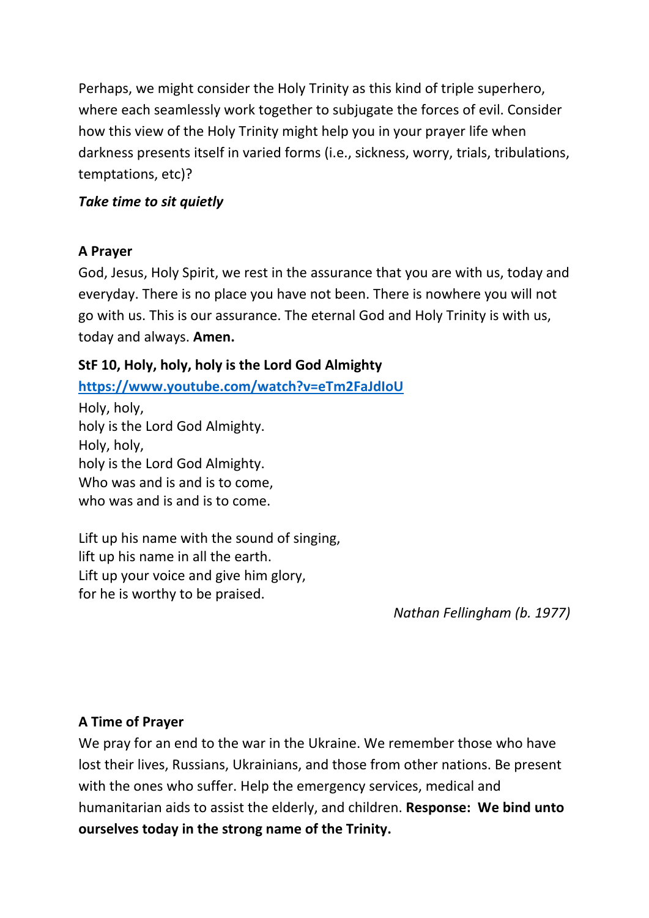Perhaps, we might consider the Holy Trinity as this kind of triple superhero, where each seamlessly work together to subjugate the forces of evil. Consider how this view of the Holy Trinity might help you in your prayer life when darkness presents itself in varied forms (i.e., sickness, worry, trials, tribulations, temptations, etc)?

***Take time to sit quietly***

**A Prayer**

God, Jesus, Holy Spirit, we rest in the assurance that you are with us, today and everyday. There is no place you have not been. There is nowhere you will not go with us. This is our assurance. The eternal God and Holy Trinity is with us, today and always. **Amen.**

**StF 10, Holy, holy, holy is the Lord God Almighty**

**https://www.youtube.com/watch?v=eTm2FaJdIoU**

Holy, holy,
holy is the Lord God Almighty.
Holy, holy,
holy is the Lord God Almighty.
Who was and is and is to come,
who was and is and is to come.

Lift up his name with the sound of singing,
lift up his name in all the earth.
Lift up your voice and give him glory,
for he is worthy to be praised.

*Nathan Fellingham (b. 1977)*

**A Time of Prayer**

We pray for an end to the war in the Ukraine. We remember those who have lost their lives, Russians, Ukrainians, and those from other nations. Be present with the ones who suffer. Help the emergency services, medical and humanitarian aids to assist the elderly, and children. **Response: We bind unto ourselves today in the strong name of the Trinity.**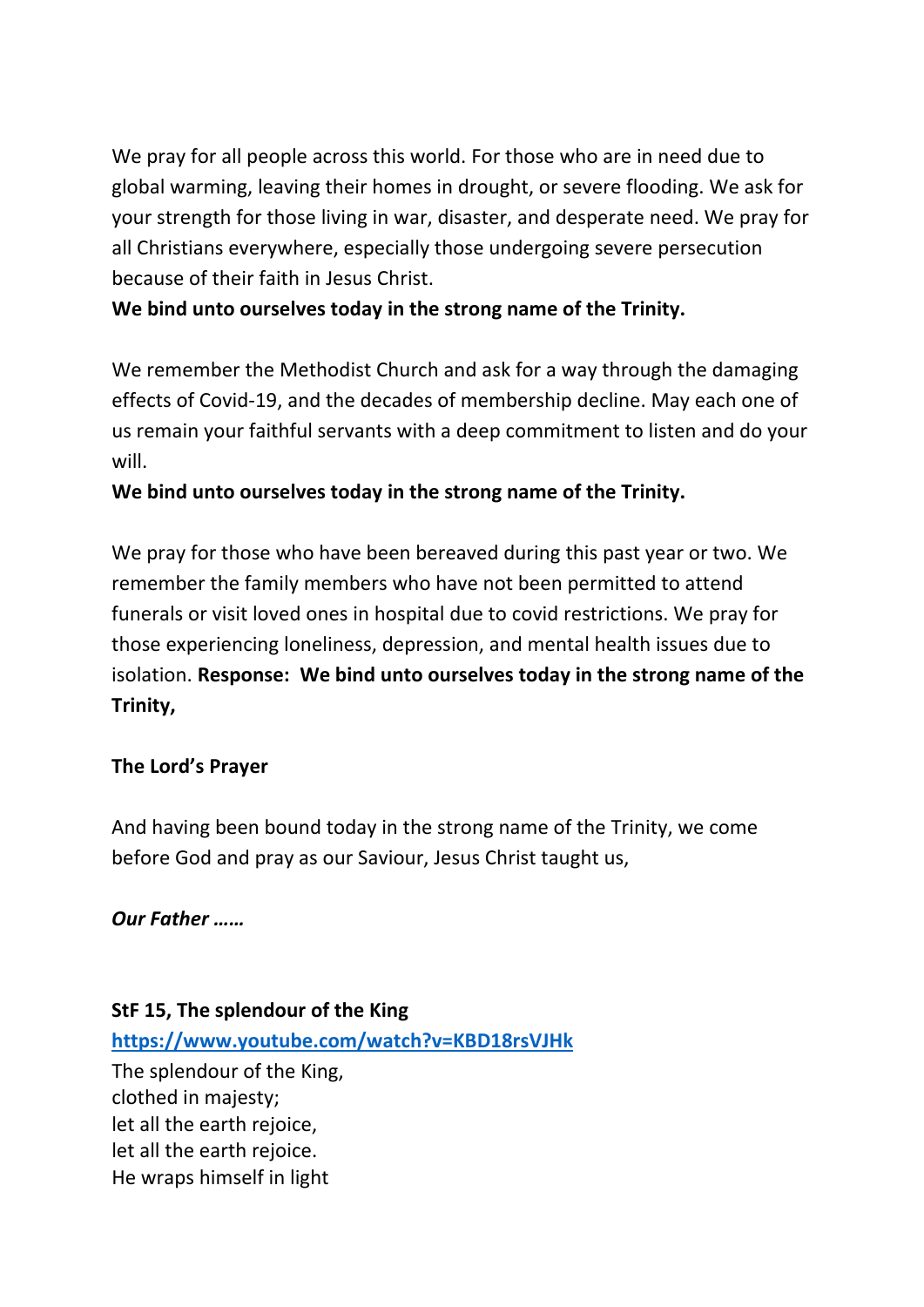We pray for all people across this world. For those who are in need due to global warming, leaving their homes in drought, or severe flooding. We ask for your strength for those living in war, disaster, and desperate need. We pray for all Christians everywhere, especially those undergoing severe persecution because of their faith in Jesus Christ.

**We bind unto ourselves today in the strong name of the Trinity.**

We remember the Methodist Church and ask for a way through the damaging effects of Covid-19, and the decades of membership decline. May each one of us remain your faithful servants with a deep commitment to listen and do your will.

**We bind unto ourselves today in the strong name of the Trinity.**

We pray for those who have been bereaved during this past year or two. We remember the family members who have not been permitted to attend funerals or visit loved ones in hospital due to covid restrictions. We pray for those experiencing loneliness, depression, and mental health issues due to isolation. **Response: We bind unto ourselves today in the strong name of the Trinity,**

**The Lord's Prayer**

And having been bound today in the strong name of the Trinity, we come before God and pray as our Saviour, Jesus Christ taught us,

***Our Father ……***

**StF 15, The splendour of the King**

[https://www.youtube.com/watch?v=KBD18rsVJHk](https://www.youtube.com/watch?v=KBD18rsVJHk)

The splendour of the King,
clothed in majesty;
let all the earth rejoice,
let all the earth rejoice.
He wraps himself in light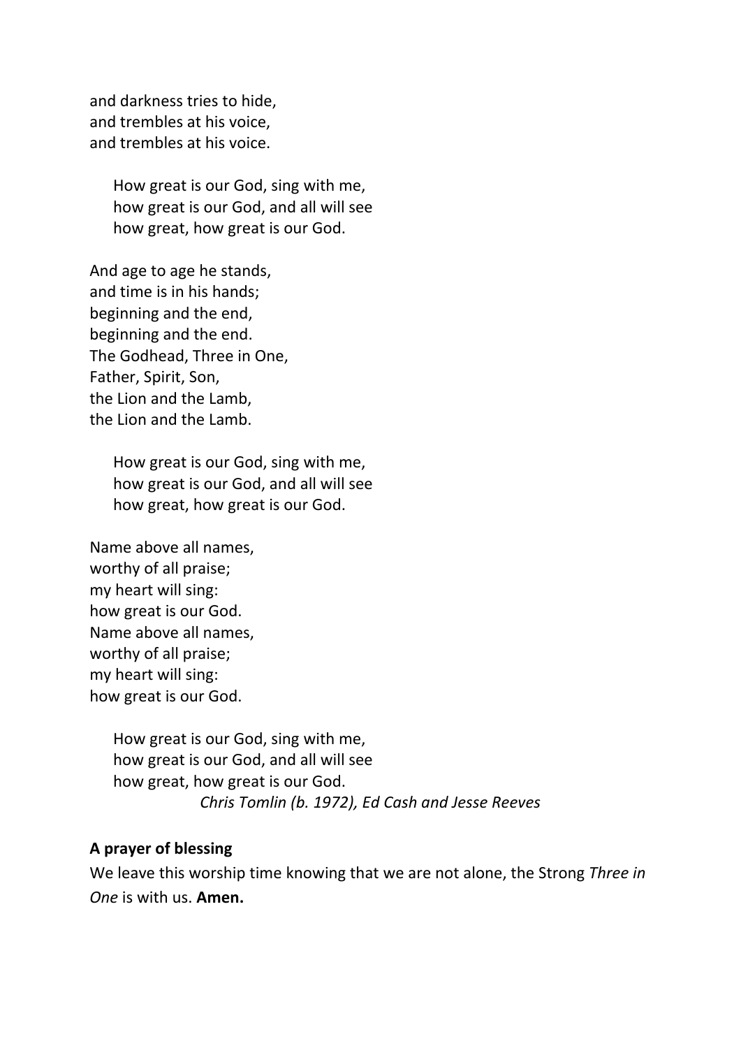and darkness tries to hide,
and trembles at his voice,
and trembles at his voice.

> How great is our God, sing with me,
> how great is our God, and all will see
> how great, how great is our God.

And age to age he stands,
and time is in his hands;
beginning and the end,
beginning and the end.
The Godhead, Three in One,
Father, Spirit, Son,
the Lion and the Lamb,
the Lion and the Lamb.

> How great is our God, sing with me,
> how great is our God, and all will see
> how great, how great is our God.

Name above all names,
worthy of all praise;
my heart will sing:
how great is our God.
Name above all names,
worthy of all praise;
my heart will sing:
how great is our God.

> How great is our God, sing with me,
> how great is our God, and all will see
> how great, how great is our God.

*Chris Tomlin (b. 1972), Ed Cash and Jesse Reeves*

**A prayer of blessing**

We leave this worship time knowing that we are not alone, the Strong *Three in One* is with us. **Amen.**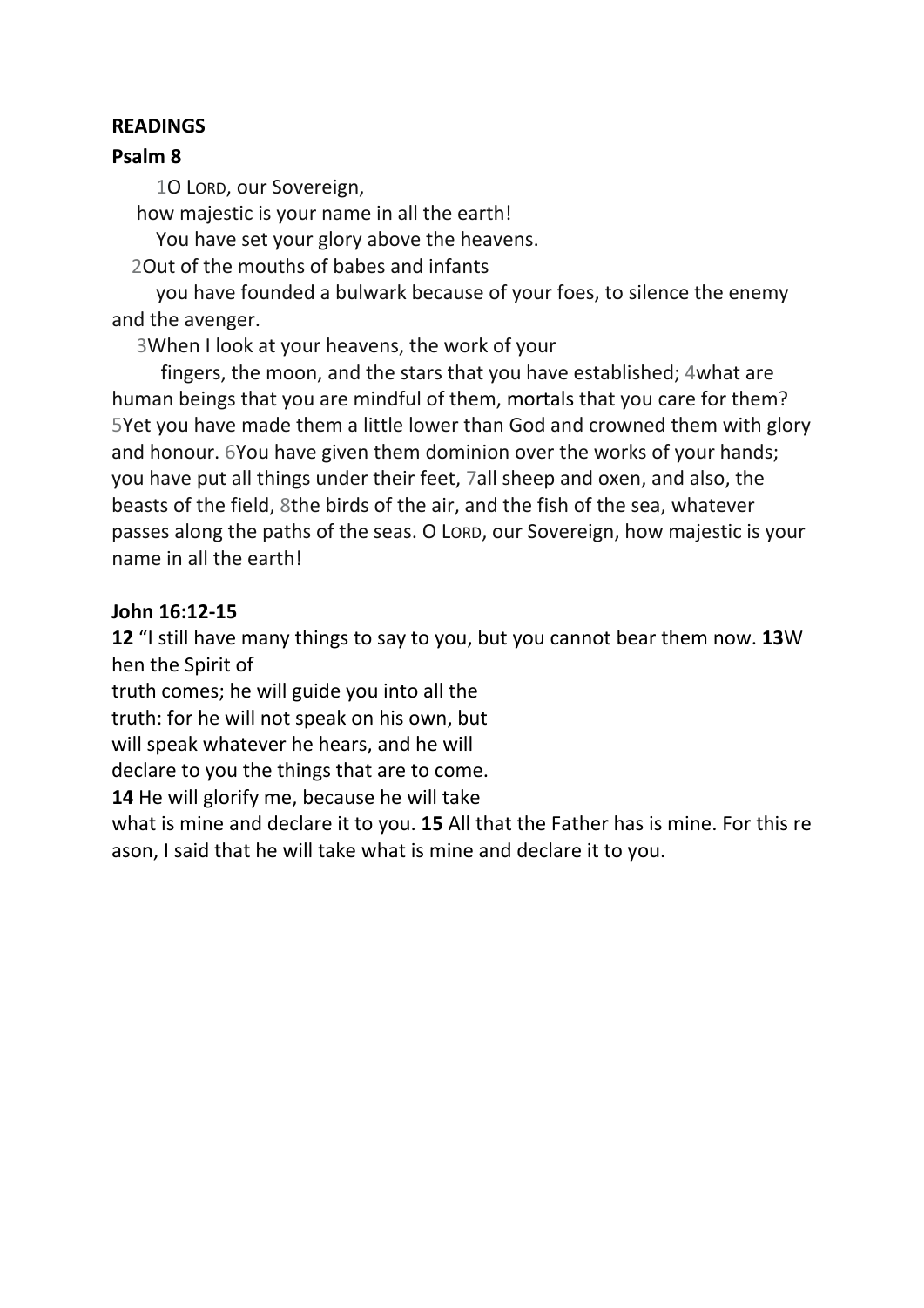**READINGS**

**Psalm 8**

1O LORD, our Sovereign,
how majestic is your name in all the earth!
You have set your glory above the heavens.
2Out of the mouths of babes and infants
you have founded a bulwark because of your foes, to silence the enemy and the avenger.
3When I look at your heavens, the work of your
fingers, the moon, and the stars that you have established; 4what are human beings that you are mindful of them, mortals that you care for them? 5Yet you have made them a little lower than God and crowned them with glory and honour. 6You have given them dominion over the works of your hands; you have put all things under their feet, 7all sheep and oxen, and also, the beasts of the field, 8the birds of the air, and the fish of the sea, whatever passes along the paths of the seas. O LORD, our Sovereign, how majestic is your name in all the earth!

**John 16:12-15**

**12** "I still have many things to say to you, but you cannot bear them now. **13**When the Spirit of
truth comes; he will guide you into all the
truth: for he will not speak on his own, but
will speak whatever he hears, and he will
declare to you the things that are to come.
**14** He will glorify me, because he will take
what is mine and declare it to you. **15** All that the Father has is mine. For this reason, I said that he will take what is mine and declare it to you.